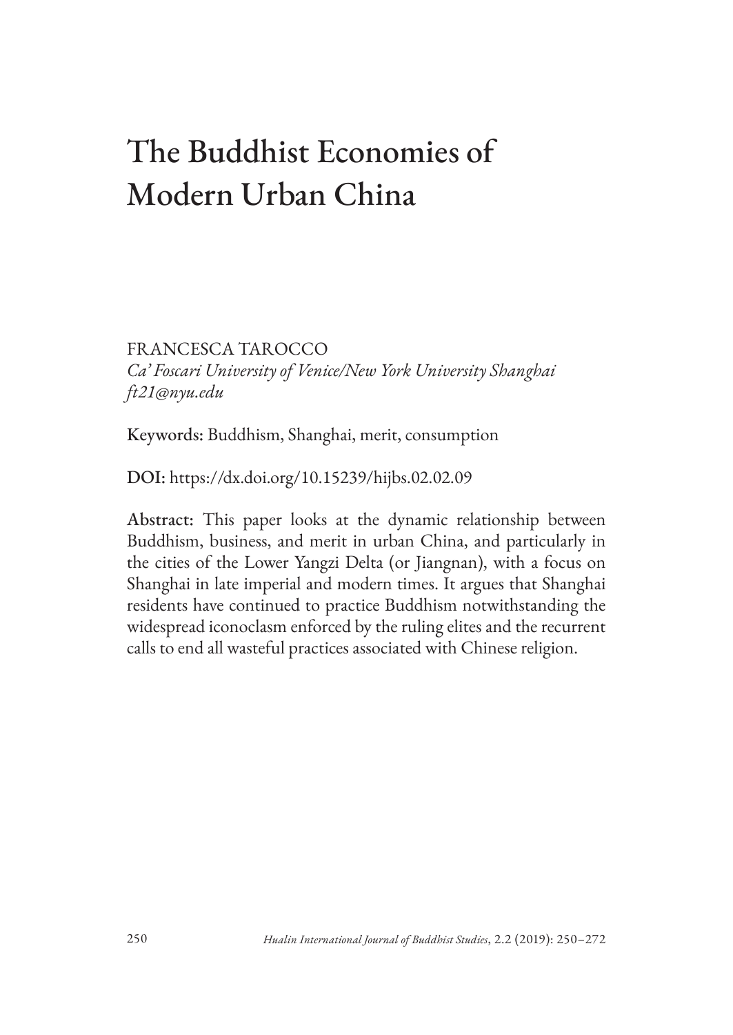# The Buddhist Economies of Modern Urban China

FRANCESCA TAROCCO
*Ca' Foscari University of Venice/New York University Shanghai*
*ft21@nyu.edu*

**Keywords:** Buddhism, Shanghai, merit, consumption

**DOI:** https://dx.doi.org/10.15239/hijbs.02.02.09

**Abstract:** This paper looks at the dynamic relationship between Buddhism, business, and merit in urban China, and particularly in the cities of the Lower Yangzi Delta (or Jiangnan), with a focus on Shanghai in late imperial and modern times. It argues that Shanghai residents have continued to practice Buddhism notwithstanding the widespread iconoclasm enforced by the ruling elites and the recurrent calls to end all wasteful practices associated with Chinese religion.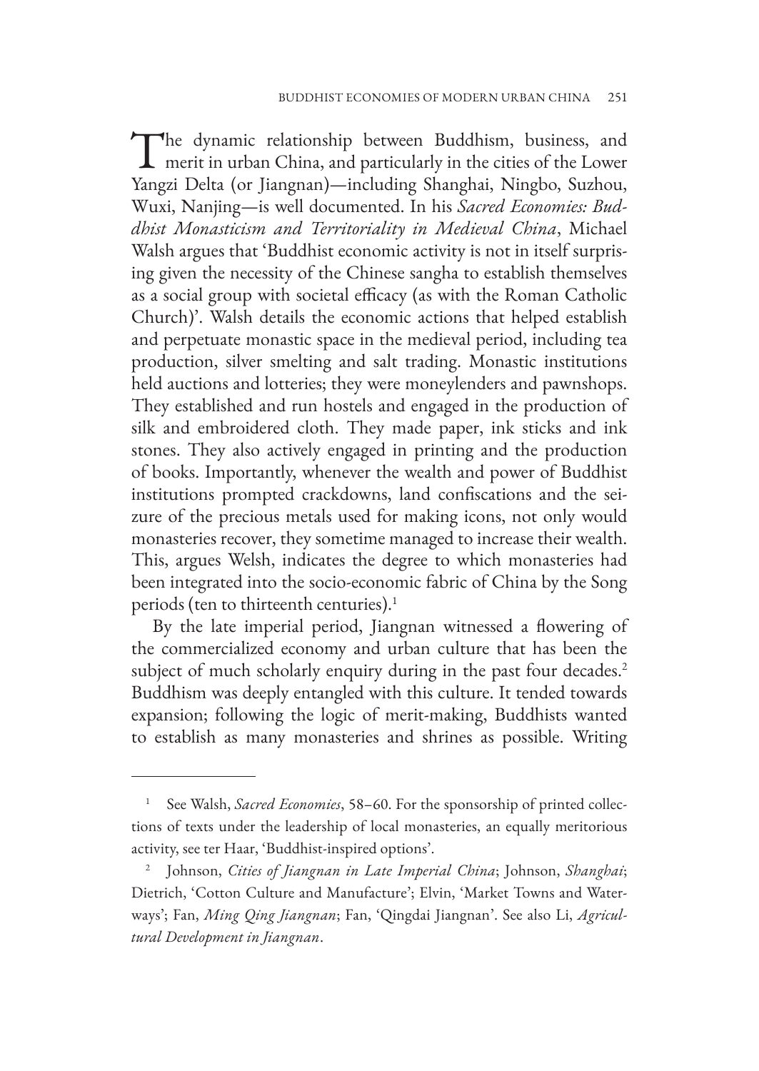The dynamic relationship between Buddhism, business, and merit in urban China, and particularly in the cities of the Lower Yangzi Delta (or Jiangnan)—including Shanghai, Ningbo, Suzhou, Wuxi, Nanjing—is well documented. In his *Sacred Economies: Buddhist Monasticism and Territoriality in Medieval China*, Michael Walsh argues that 'Buddhist economic activity is not in itself surprising given the necessity of the Chinese sangha to establish themselves as a social group with societal efficacy (as with the Roman Catholic Church)'. Walsh details the economic actions that helped establish and perpetuate monastic space in the medieval period, including tea production, silver smelting and salt trading. Monastic institutions held auctions and lotteries; they were moneylenders and pawnshops. They established and run hostels and engaged in the production of silk and embroidered cloth. They made paper, ink sticks and ink stones. They also actively engaged in printing and the production of books. Importantly, whenever the wealth and power of Buddhist institutions prompted crackdowns, land confiscations and the seizure of the precious metals used for making icons, not only would monasteries recover, they sometime managed to increase their wealth. This, argues Welsh, indicates the degree to which monasteries had been integrated into the socio-economic fabric of China by the Song periods (ten to thirteenth centuries).[1]

By the late imperial period, Jiangnan witnessed a flowering of the commercialized economy and urban culture that has been the subject of much scholarly enquiry during in the past four decades.[2] Buddhism was deeply entangled with this culture. It tended towards expansion; following the logic of merit-making, Buddhists wanted to establish as many monasteries and shrines as possible. Writing

---

[1] See Walsh, *Sacred Economies*, 58–60. For the sponsorship of printed collections of texts under the leadership of local monasteries, an equally meritorious activity, see ter Haar, 'Buddhist-inspired options'.

[2] Johnson, *Cities of Jiangnan in Late Imperial China*; Johnson, *Shanghai*; Dietrich, 'Cotton Culture and Manufacture'; Elvin, 'Market Towns and Waterways'; Fan, *Ming Qing Jiangnan*; Fan, 'Qingdai Jiangnan'. See also Li, *Agricultural Development in Jiangnan*.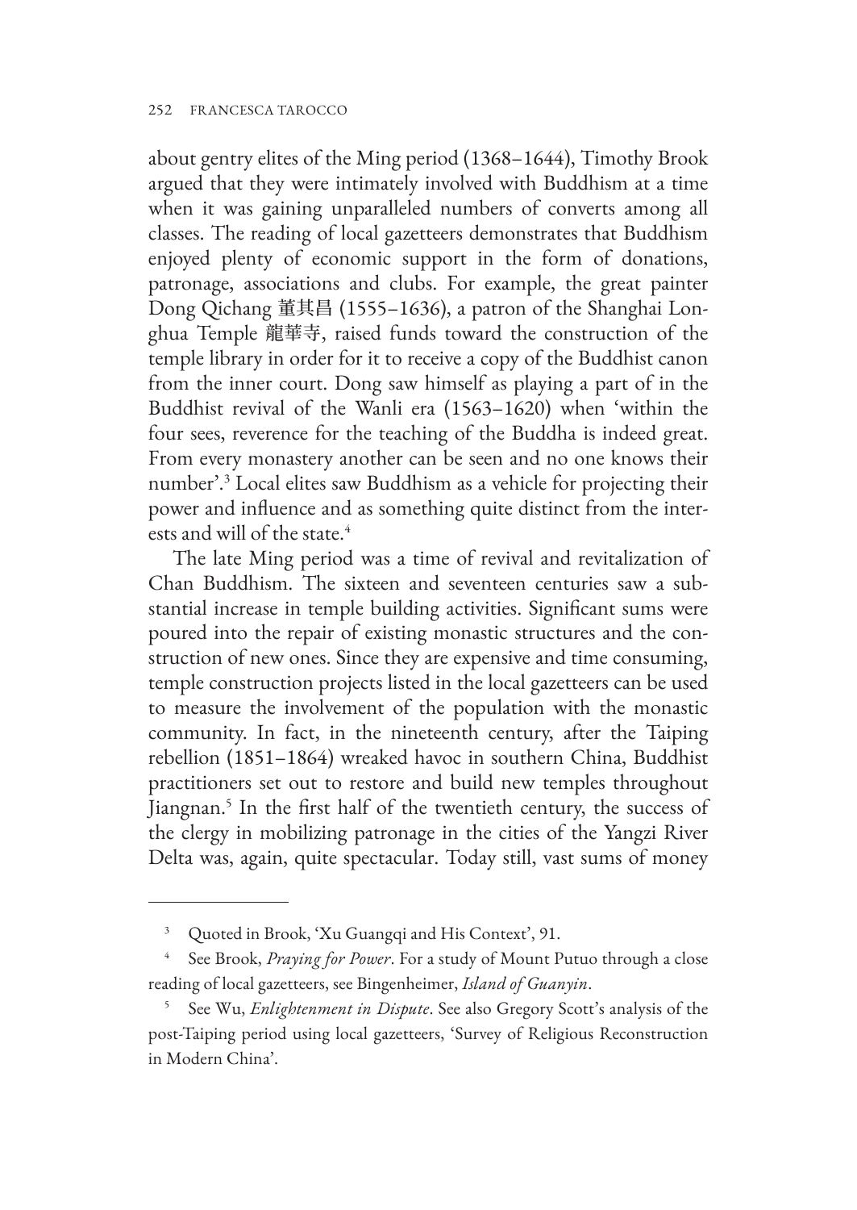about gentry elites of the Ming period (1368–1644), Timothy Brook argued that they were intimately involved with Buddhism at a time when it was gaining unparalleled numbers of converts among all classes. The reading of local gazetteers demonstrates that Buddhism enjoyed plenty of economic support in the form of donations, patronage, associations and clubs. For example, the great painter Dong Qichang 董其昌 (1555–1636), a patron of the Shanghai Longhua Temple 龍華寺, raised funds toward the construction of the temple library in order for it to receive a copy of the Buddhist canon from the inner court. Dong saw himself as playing a part of in the Buddhist revival of the Wanli era (1563–1620) when 'within the four sees, reverence for the teaching of the Buddha is indeed great. From every monastery another can be seen and no one knows their number'.[3] Local elites saw Buddhism as a vehicle for projecting their power and influence and as something quite distinct from the interests and will of the state.[4]

The late Ming period was a time of revival and revitalization of Chan Buddhism. The sixteen and seventeen centuries saw a substantial increase in temple building activities. Significant sums were poured into the repair of existing monastic structures and the construction of new ones. Since they are expensive and time consuming, temple construction projects listed in the local gazetteers can be used to measure the involvement of the population with the monastic community. In fact, in the nineteenth century, after the Taiping rebellion (1851–1864) wreaked havoc in southern China, Buddhist practitioners set out to restore and build new temples throughout Jiangnan.[5] In the first half of the twentieth century, the success of the clergy in mobilizing patronage in the cities of the Yangzi River Delta was, again, quite spectacular. Today still, vast sums of money

---

[3] Quoted in Brook, 'Xu Guangqi and His Context', 91.

[4] See Brook, *Praying for Power*. For a study of Mount Putuo through a close reading of local gazetteers, see Bingenheimer, *Island of Guanyin*.

[5] See Wu, *Enlightenment in Dispute*. See also Gregory Scott's analysis of the post-Taiping period using local gazetteers, 'Survey of Religious Reconstruction in Modern China'.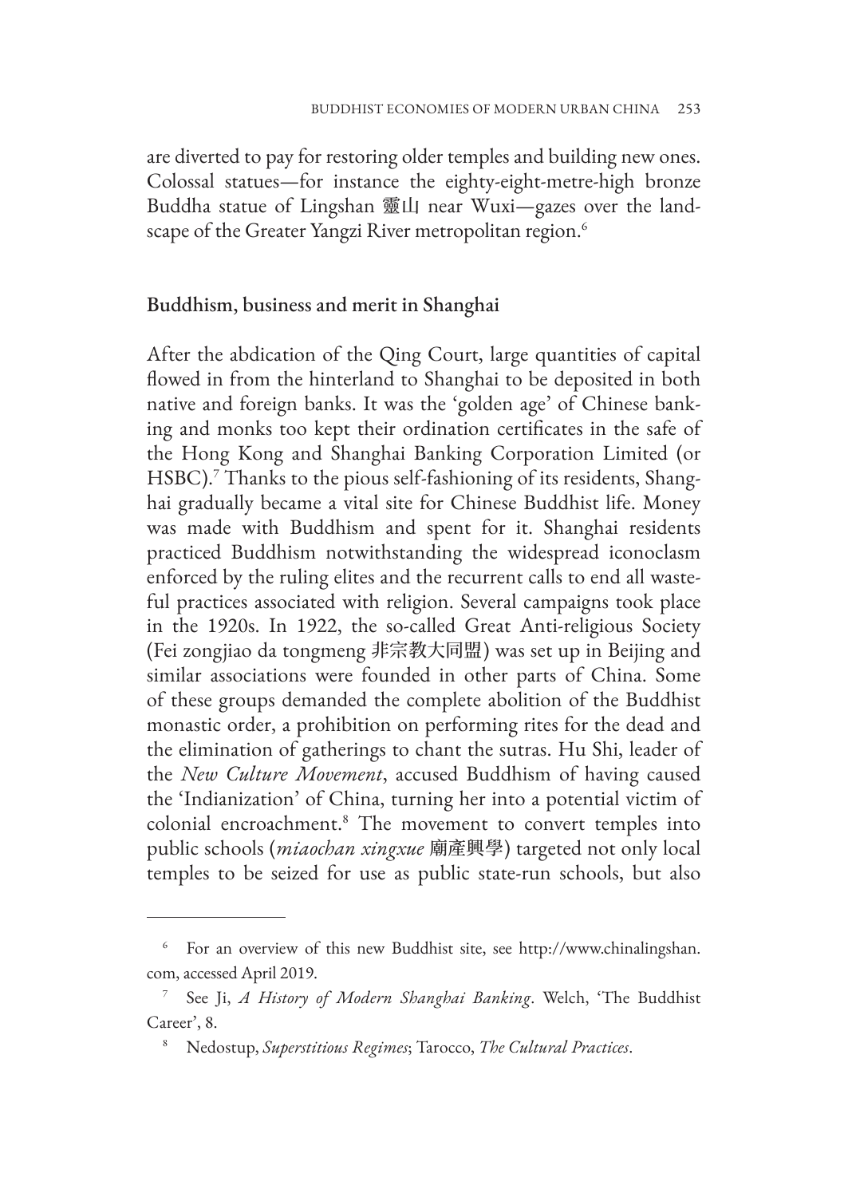are diverted to pay for restoring older temples and building new ones. Colossal statues—for instance the eighty-eight-metre-high bronze Buddha statue of Lingshan 靈山 near Wuxi—gazes over the landscape of the Greater Yangzi River metropolitan region.[6]

## Buddhism, business and merit in Shanghai

After the abdication of the Qing Court, large quantities of capital flowed in from the hinterland to Shanghai to be deposited in both native and foreign banks. It was the 'golden age' of Chinese banking and monks too kept their ordination certificates in the safe of the Hong Kong and Shanghai Banking Corporation Limited (or HSBC).[7] Thanks to the pious self-fashioning of its residents, Shanghai gradually became a vital site for Chinese Buddhist life. Money was made with Buddhism and spent for it. Shanghai residents practiced Buddhism notwithstanding the widespread iconoclasm enforced by the ruling elites and the recurrent calls to end all wasteful practices associated with religion. Several campaigns took place in the 1920s. In 1922, the so-called Great Anti-religious Society (Fei zongjiao da tongmeng 非宗教大同盟) was set up in Beijing and similar associations were founded in other parts of China. Some of these groups demanded the complete abolition of the Buddhist monastic order, a prohibition on performing rites for the dead and the elimination of gatherings to chant the sutras. Hu Shi, leader of the *New Culture Movement*, accused Buddhism of having caused the 'Indianization' of China, turning her into a potential victim of colonial encroachment.[8] The movement to convert temples into public schools (*miaochan xingxue* 廟產興學) targeted not only local temples to be seized for use as public state-run schools, but also

---

[6] For an overview of this new Buddhist site, see http://www.chinalingshan.com, accessed April 2019.

[7] See Ji, *A History of Modern Shanghai Banking*. Welch, 'The Buddhist Career', 8.

[8] Nedostup, *Superstitious Regimes*; Tarocco, *The Cultural Practices*.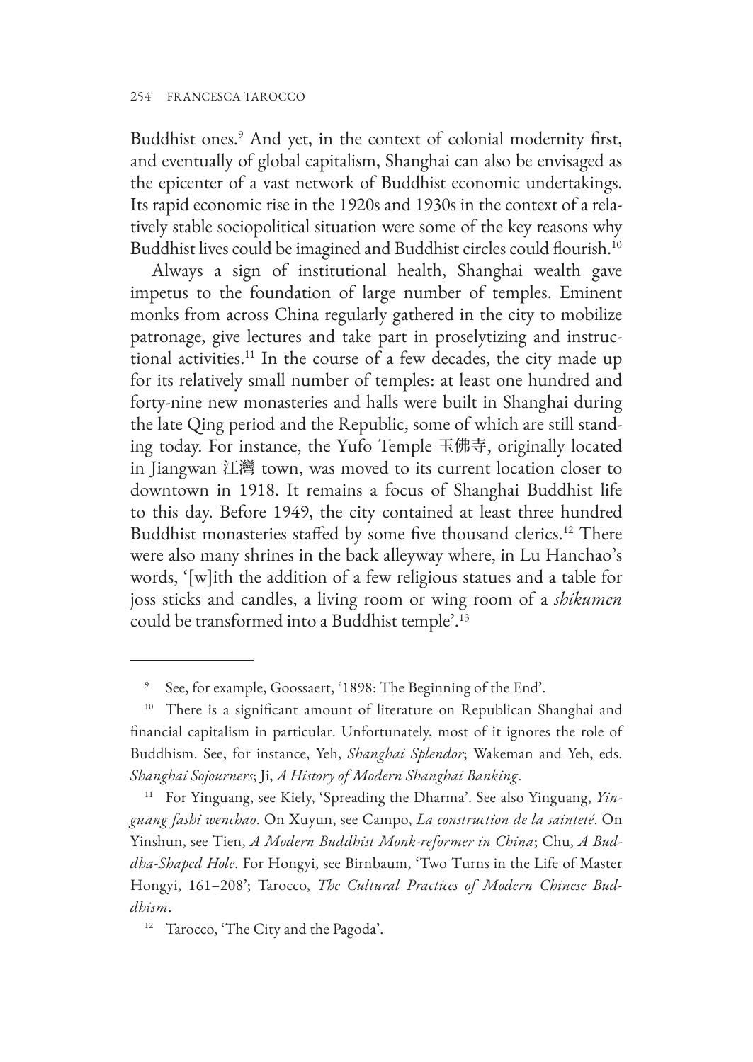Buddhist ones.[9] And yet, in the context of colonial modernity first, and eventually of global capitalism, Shanghai can also be envisaged as the epicenter of a vast network of Buddhist economic undertakings. Its rapid economic rise in the 1920s and 1930s in the context of a relatively stable sociopolitical situation were some of the key reasons why Buddhist lives could be imagined and Buddhist circles could flourish.[10]

Always a sign of institutional health, Shanghai wealth gave impetus to the foundation of large number of temples. Eminent monks from across China regularly gathered in the city to mobilize patronage, give lectures and take part in proselytizing and instructional activities.[11] In the course of a few decades, the city made up for its relatively small number of temples: at least one hundred and forty-nine new monasteries and halls were built in Shanghai during the late Qing period and the Republic, some of which are still standing today. For instance, the Yufo Temple 玉佛寺, originally located in Jiangwan 江灣 town, was moved to its current location closer to downtown in 1918. It remains a focus of Shanghai Buddhist life to this day. Before 1949, the city contained at least three hundred Buddhist monasteries staffed by some five thousand clerics.[12] There were also many shrines in the back alleyway where, in Lu Hanchao's words, '[w]ith the addition of a few religious statues and a table for joss sticks and candles, a living room or wing room of a *shikumen* could be transformed into a Buddhist temple'.[13]

---

[9] See, for example, Goossaert, '1898: The Beginning of the End'.

[10] There is a significant amount of literature on Republican Shanghai and financial capitalism in particular. Unfortunately, most of it ignores the role of Buddhism. See, for instance, Yeh, *Shanghai Splendor*; Wakeman and Yeh, eds. *Shanghai Sojourners*; Ji, *A History of Modern Shanghai Banking*.

[11] For Yinguang, see Kiely, 'Spreading the Dharma'. See also Yinguang, *Yinguang fashi wenchao*. On Xuyun, see Campo, *La construction de la sainteté*. On Yinshun, see Tien, *A Modern Buddhist Monk-reformer in China*; Chu, *A Buddha-Shaped Hole*. For Hongyi, see Birnbaum, 'Two Turns in the Life of Master Hongyi, 161–208'; Tarocco, *The Cultural Practices of Modern Chinese Buddhism*.

[12] Tarocco, 'The City and the Pagoda'.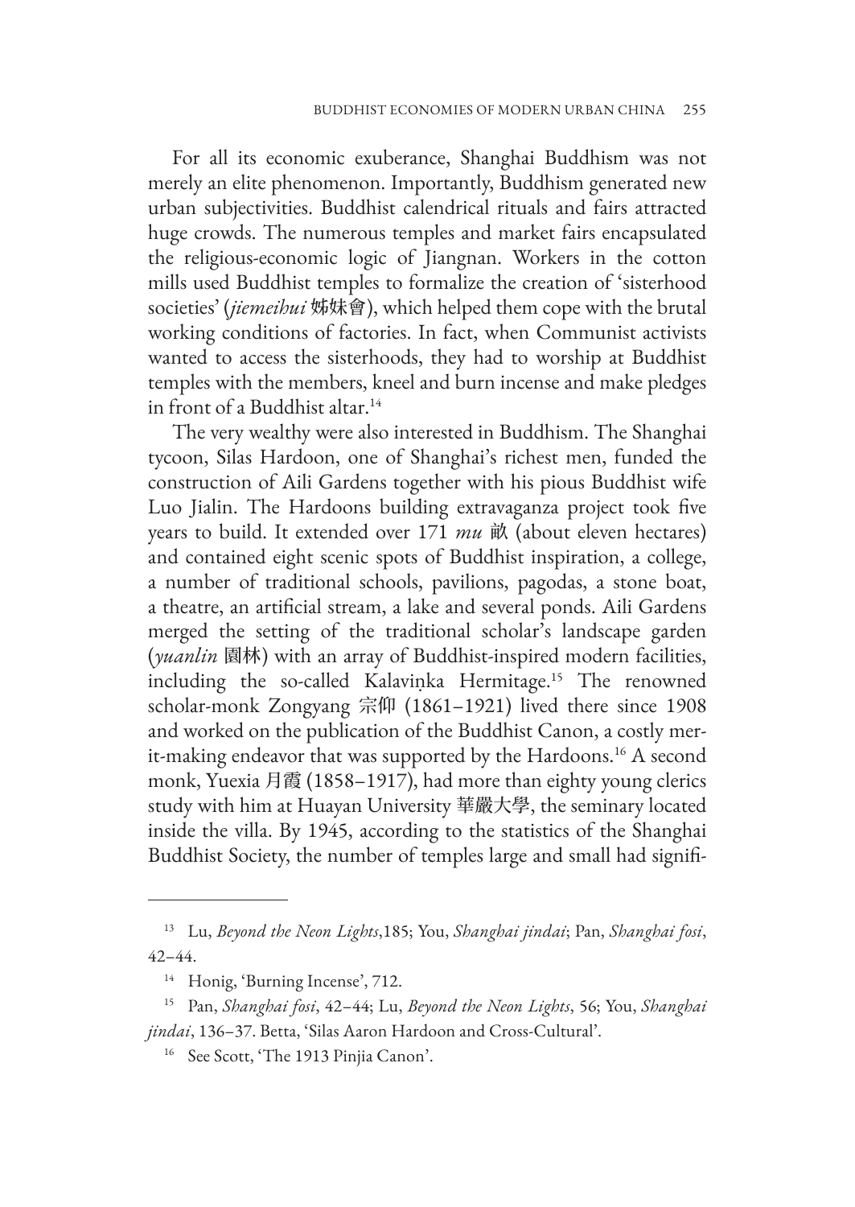For all its economic exuberance, Shanghai Buddhism was not merely an elite phenomenon. Importantly, Buddhism generated new urban subjectivities. Buddhist calendrical rituals and fairs attracted huge crowds. The numerous temples and market fairs encapsulated the religious-economic logic of Jiangnan. Workers in the cotton mills used Buddhist temples to formalize the creation of 'sisterhood societies' (*jiemeihui* 姊妹會), which helped them cope with the brutal working conditions of factories. In fact, when Communist activists wanted to access the sisterhoods, they had to worship at Buddhist temples with the members, kneel and burn incense and make pledges in front of a Buddhist altar.[14]

The very wealthy were also interested in Buddhism. The Shanghai tycoon, Silas Hardoon, one of Shanghai's richest men, funded the construction of Aili Gardens together with his pious Buddhist wife Luo Jialin. The Hardoons building extravaganza project took five years to build. It extended over 171 *mu* 畝 (about eleven hectares) and contained eight scenic spots of Buddhist inspiration, a college, a number of traditional schools, pavilions, pagodas, a stone boat, a theatre, an artificial stream, a lake and several ponds. Aili Gardens merged the setting of the traditional scholar's landscape garden (*yuanlin* 園林) with an array of Buddhist-inspired modern facilities, including the so-called Kalaviṇka Hermitage.[15] The renowned scholar-monk Zongyang 宗仰 (1861–1921) lived there since 1908 and worked on the publication of the Buddhist Canon, a costly merit-making endeavor that was supported by the Hardoons.[16] A second monk, Yuexia 月霞 (1858–1917), had more than eighty young clerics study with him at Huayan University 華嚴大學, the seminary located inside the villa. By 1945, according to the statistics of the Shanghai Buddhist Society, the number of temples large and small had signifi-

---

[13] Lu, *Beyond the Neon Lights*,185; You, *Shanghai jindai*; Pan, *Shanghai fosi*, 42–44.

[14] Honig, 'Burning Incense', 712.

[15] Pan, *Shanghai fosi*, 42–44; Lu, *Beyond the Neon Lights*, 56; You, *Shanghai jindai*, 136–37. Betta, 'Silas Aaron Hardoon and Cross-Cultural'.

[16] See Scott, 'The 1913 Pinjia Canon'.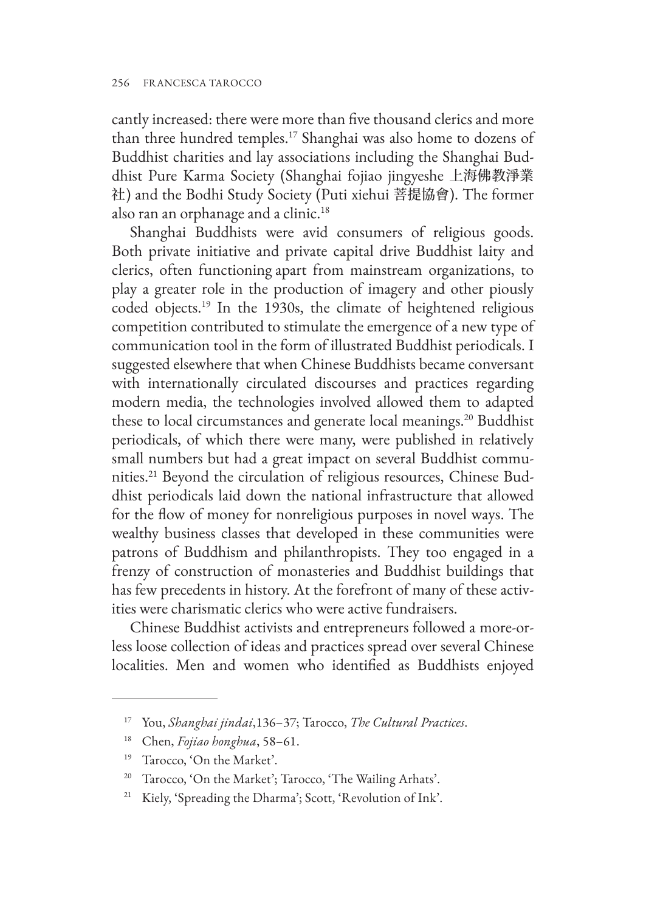cantly increased: there were more than five thousand clerics and more than three hundred temples.[17] Shanghai was also home to dozens of Buddhist charities and lay associations including the Shanghai Buddhist Pure Karma Society (Shanghai fojiao jingyeshe 上海佛教淨業社) and the Bodhi Study Society (Puti xiehui 菩提協會). The former also ran an orphanage and a clinic.[18]

Shanghai Buddhists were avid consumers of religious goods. Both private initiative and private capital drive Buddhist laity and clerics, often functioning apart from mainstream organizations, to play a greater role in the production of imagery and other piously coded objects.[19] In the 1930s, the climate of heightened religious competition contributed to stimulate the emergence of a new type of communication tool in the form of illustrated Buddhist periodicals. I suggested elsewhere that when Chinese Buddhists became conversant with internationally circulated discourses and practices regarding modern media, the technologies involved allowed them to adapted these to local circumstances and generate local meanings.[20] Buddhist periodicals, of which there were many, were published in relatively small numbers but had a great impact on several Buddhist communities.[21] Beyond the circulation of religious resources, Chinese Buddhist periodicals laid down the national infrastructure that allowed for the flow of money for nonreligious purposes in novel ways. The wealthy business classes that developed in these communities were patrons of Buddhism and philanthropists. They too engaged in a frenzy of construction of monasteries and Buddhist buildings that has few precedents in history. At the forefront of many of these activities were charismatic clerics who were active fundraisers.

Chinese Buddhist activists and entrepreneurs followed a more-or-less loose collection of ideas and practices spread over several Chinese localities. Men and women who identified as Buddhists enjoyed

---

[17] You, *Shanghai jindai*,136–37; Tarocco, *The Cultural Practices*.

[18] Chen, *Fojiao honghua*, 58–61.

[19] Tarocco, 'On the Market'.

[20] Tarocco, 'On the Market'; Tarocco, 'The Wailing Arhats'.

[21] Kiely, 'Spreading the Dharma'; Scott, 'Revolution of Ink'.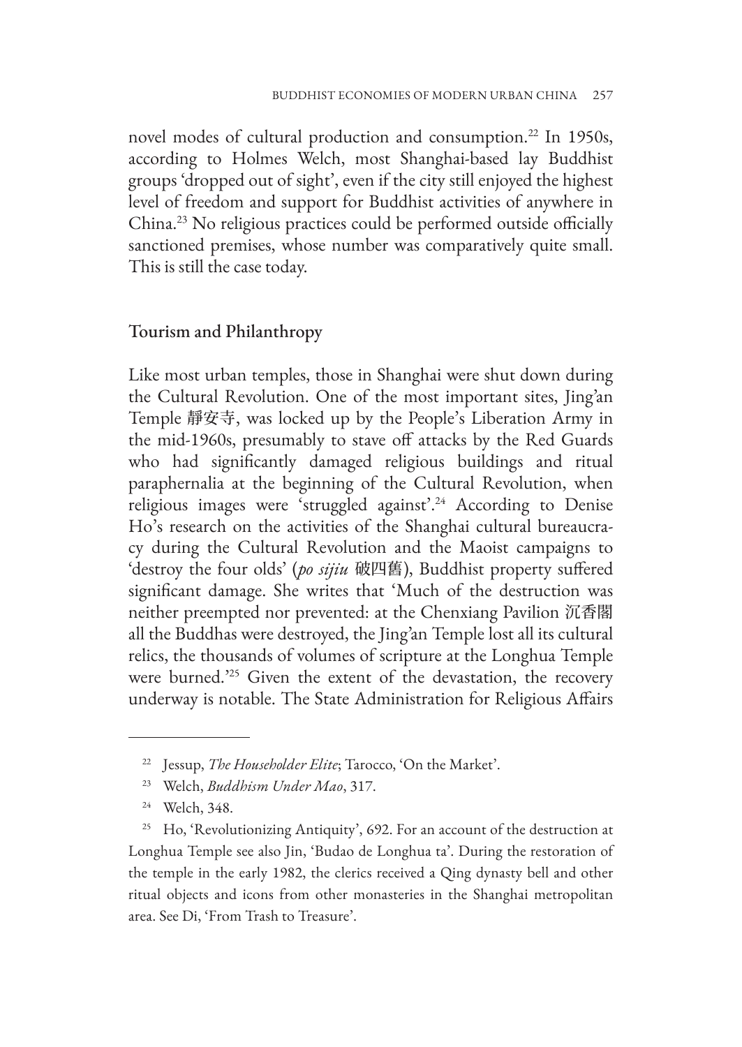novel modes of cultural production and consumption.[22] In 1950s, according to Holmes Welch, most Shanghai-based lay Buddhist groups 'dropped out of sight', even if the city still enjoyed the highest level of freedom and support for Buddhist activities of anywhere in China.[23] No religious practices could be performed outside officially sanctioned premises, whose number was comparatively quite small. This is still the case today.

## Tourism and Philanthropy

Like most urban temples, those in Shanghai were shut down during the Cultural Revolution. One of the most important sites, Jing'an Temple 靜安寺, was locked up by the People's Liberation Army in the mid-1960s, presumably to stave off attacks by the Red Guards who had significantly damaged religious buildings and ritual paraphernalia at the beginning of the Cultural Revolution, when religious images were 'struggled against'.[24] According to Denise Ho's research on the activities of the Shanghai cultural bureaucracy during the Cultural Revolution and the Maoist campaigns to 'destroy the four olds' (*po sijiu* 破四舊), Buddhist property suffered significant damage. She writes that 'Much of the destruction was neither preempted nor prevented: at the Chenxiang Pavilion 沉香閣 all the Buddhas were destroyed, the Jing'an Temple lost all its cultural relics, the thousands of volumes of scripture at the Longhua Temple were burned.'[25] Given the extent of the devastation, the recovery underway is notable. The State Administration for Religious Affairs

---

[22] Jessup, *The Householder Elite*; Tarocco, 'On the Market'.

[23] Welch, *Buddhism Under Mao*, 317.

[24] Welch, 348.

[25] Ho, 'Revolutionizing Antiquity', 692. For an account of the destruction at Longhua Temple see also Jin, 'Budao de Longhua ta'. During the restoration of the temple in the early 1982, the clerics received a Qing dynasty bell and other ritual objects and icons from other monasteries in the Shanghai metropolitan area. See Di, 'From Trash to Treasure'.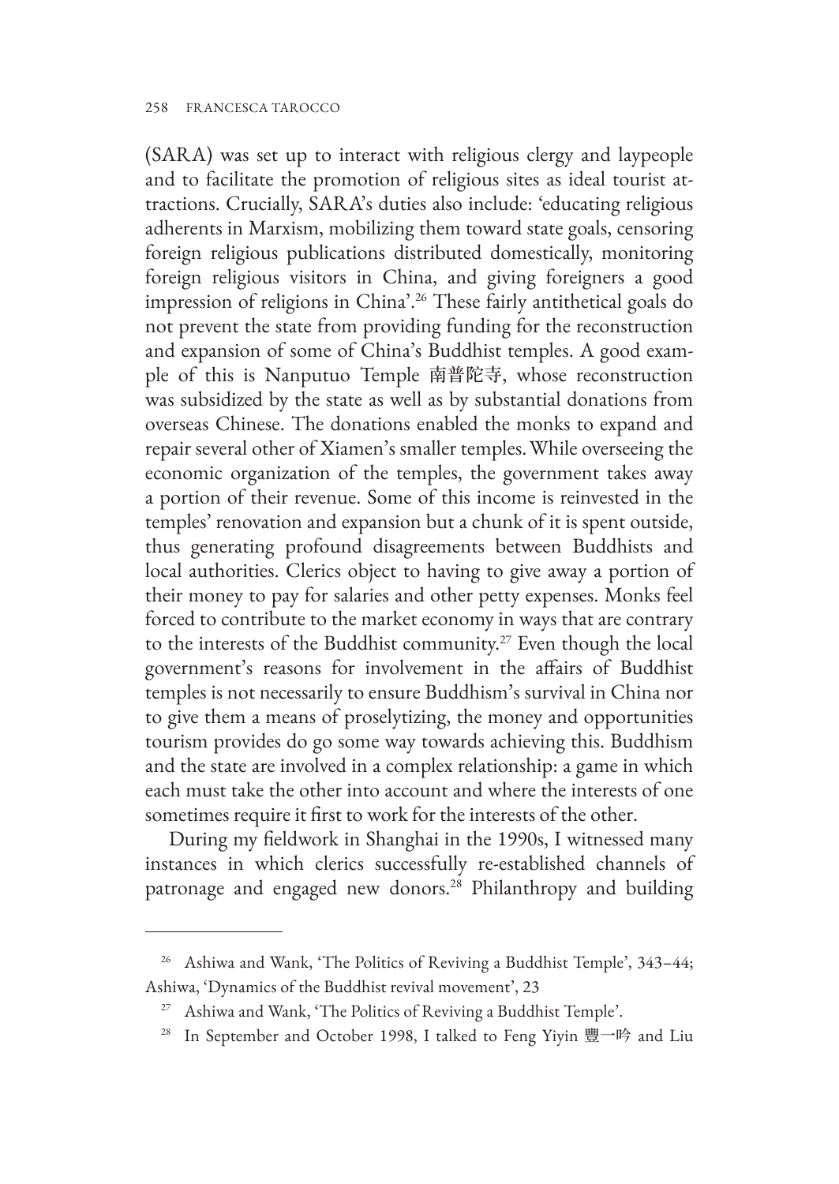(SARA) was set up to interact with religious clergy and laypeople and to facilitate the promotion of religious sites as ideal tourist attractions. Crucially, SARA's duties also include: 'educating religious adherents in Marxism, mobilizing them toward state goals, censoring foreign religious publications distributed domestically, monitoring foreign religious visitors in China, and giving foreigners a good impression of religions in China'.[26] These fairly antithetical goals do not prevent the state from providing funding for the reconstruction and expansion of some of China's Buddhist temples. A good example of this is Nanputuo Temple 南普陀寺, whose reconstruction was subsidized by the state as well as by substantial donations from overseas Chinese. The donations enabled the monks to expand and repair several other of Xiamen's smaller temples. While overseeing the economic organization of the temples, the government takes away a portion of their revenue. Some of this income is reinvested in the temples' renovation and expansion but a chunk of it is spent outside, thus generating profound disagreements between Buddhists and local authorities. Clerics object to having to give away a portion of their money to pay for salaries and other petty expenses. Monks feel forced to contribute to the market economy in ways that are contrary to the interests of the Buddhist community.[27] Even though the local government's reasons for involvement in the affairs of Buddhist temples is not necessarily to ensure Buddhism's survival in China nor to give them a means of proselytizing, the money and opportunities tourism provides do go some way towards achieving this. Buddhism and the state are involved in a complex relationship: a game in which each must take the other into account and where the interests of one sometimes require it first to work for the interests of the other.

During my fieldwork in Shanghai in the 1990s, I witnessed many instances in which clerics successfully re-established channels of patronage and engaged new donors.[28] Philanthropy and building

---

[26] Ashiwa and Wank, 'The Politics of Reviving a Buddhist Temple', 343–44; Ashiwa, 'Dynamics of the Buddhist revival movement', 23

[27] Ashiwa and Wank, 'The Politics of Reviving a Buddhist Temple'.

[28] In September and October 1998, I talked to Feng Yiyin 豐一吟 and Liu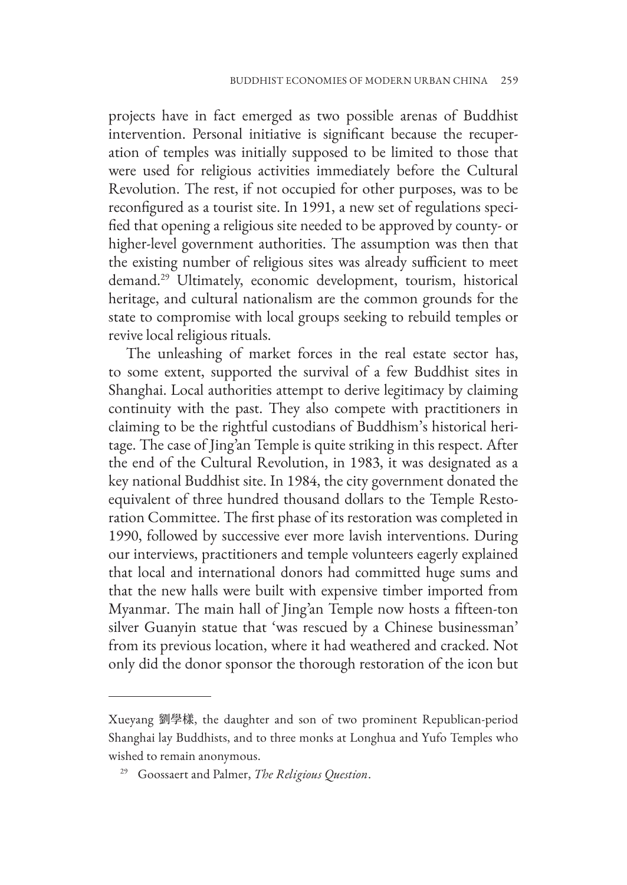projects have in fact emerged as two possible arenas of Buddhist intervention. Personal initiative is significant because the recuperation of temples was initially supposed to be limited to those that were used for religious activities immediately before the Cultural Revolution. The rest, if not occupied for other purposes, was to be reconfigured as a tourist site. In 1991, a new set of regulations specified that opening a religious site needed to be approved by county- or higher-level government authorities. The assumption was then that the existing number of religious sites was already sufficient to meet demand.[29] Ultimately, economic development, tourism, historical heritage, and cultural nationalism are the common grounds for the state to compromise with local groups seeking to rebuild temples or revive local religious rituals.

The unleashing of market forces in the real estate sector has, to some extent, supported the survival of a few Buddhist sites in Shanghai. Local authorities attempt to derive legitimacy by claiming continuity with the past. They also compete with practitioners in claiming to be the rightful custodians of Buddhism's historical heritage. The case of Jing'an Temple is quite striking in this respect. After the end of the Cultural Revolution, in 1983, it was designated as a key national Buddhist site. In 1984, the city government donated the equivalent of three hundred thousand dollars to the Temple Restoration Committee. The first phase of its restoration was completed in 1990, followed by successive ever more lavish interventions. During our interviews, practitioners and temple volunteers eagerly explained that local and international donors had committed huge sums and that the new halls were built with expensive timber imported from Myanmar. The main hall of Jing'an Temple now hosts a fifteen-ton silver Guanyin statue that 'was rescued by a Chinese businessman' from its previous location, where it had weathered and cracked. Not only did the donor sponsor the thorough restoration of the icon but

---

Xueyang 劉學様, the daughter and son of two prominent Republican-period Shanghai lay Buddhists, and to three monks at Longhua and Yufo Temples who wished to remain anonymous.

[29] Goossaert and Palmer, *The Religious Question*.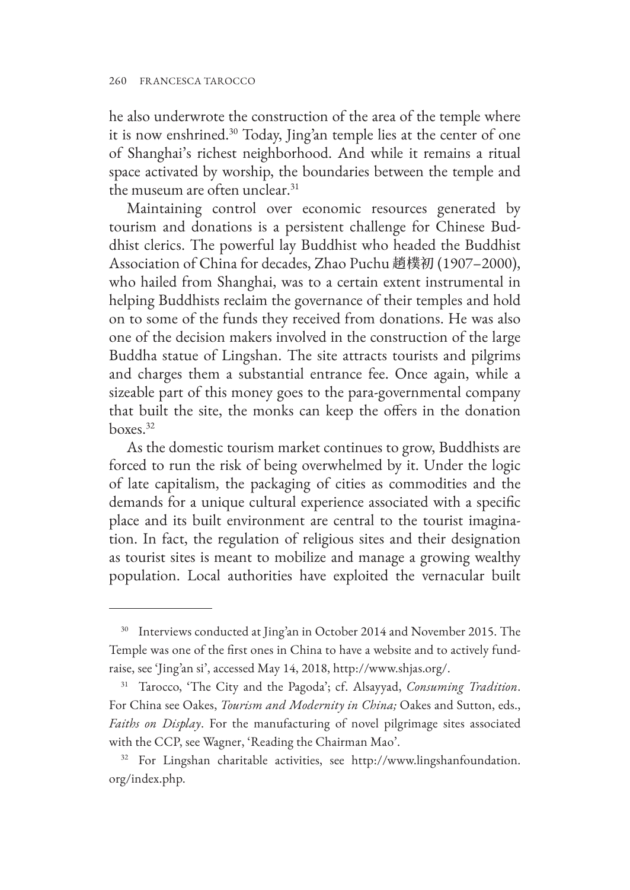he also underwrote the construction of the area of the temple where it is now enshrined.[30] Today, Jing'an temple lies at the center of one of Shanghai's richest neighborhood. And while it remains a ritual space activated by worship, the boundaries between the temple and the museum are often unclear.[31]

Maintaining control over economic resources generated by tourism and donations is a persistent challenge for Chinese Buddhist clerics. The powerful lay Buddhist who headed the Buddhist Association of China for decades, Zhao Puchu 趙樸初 (1907–2000), who hailed from Shanghai, was to a certain extent instrumental in helping Buddhists reclaim the governance of their temples and hold on to some of the funds they received from donations. He was also one of the decision makers involved in the construction of the large Buddha statue of Lingshan. The site attracts tourists and pilgrims and charges them a substantial entrance fee. Once again, while a sizeable part of this money goes to the para-governmental company that built the site, the monks can keep the offers in the donation boxes.[32]

As the domestic tourism market continues to grow, Buddhists are forced to run the risk of being overwhelmed by it. Under the logic of late capitalism, the packaging of cities as commodities and the demands for a unique cultural experience associated with a specific place and its built environment are central to the tourist imagination. In fact, the regulation of religious sites and their designation as tourist sites is meant to mobilize and manage a growing wealthy population. Local authorities have exploited the vernacular built

---

[30] Interviews conducted at Jing'an in October 2014 and November 2015. The Temple was one of the first ones in China to have a website and to actively fundraise, see 'Jing'an si', accessed May 14, 2018, http://www.shjas.org/.

[31] Tarocco, 'The City and the Pagoda'; cf. Alsayyad, *Consuming Tradition*. For China see Oakes, *Tourism and Modernity in China;* Oakes and Sutton, eds., *Faiths on Display*. For the manufacturing of novel pilgrimage sites associated with the CCP, see Wagner, 'Reading the Chairman Mao'.

[32] For Lingshan charitable activities, see http://www.lingshanfoundation.org/index.php.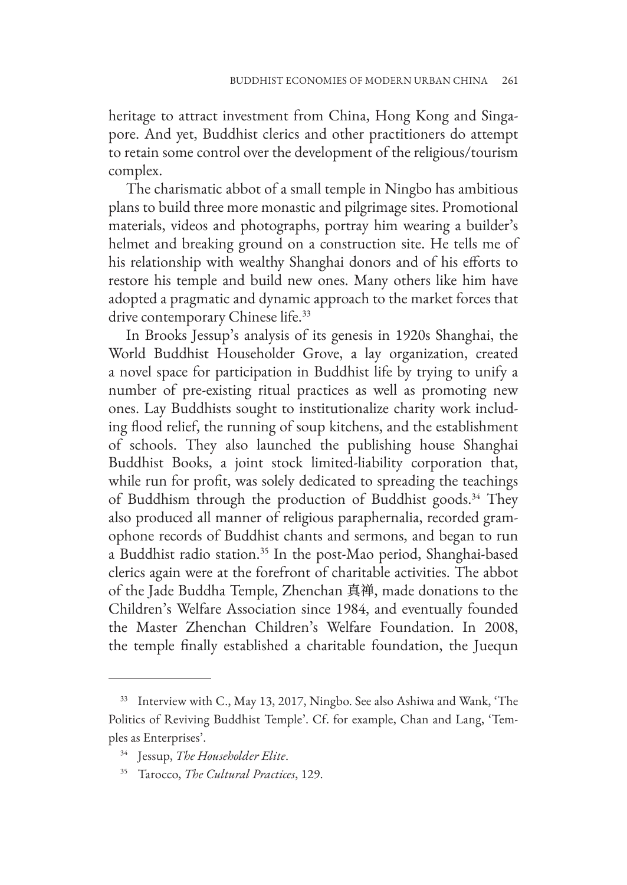heritage to attract investment from China, Hong Kong and Singapore. And yet, Buddhist clerics and other practitioners do attempt to retain some control over the development of the religious/tourism complex.

The charismatic abbot of a small temple in Ningbo has ambitious plans to build three more monastic and pilgrimage sites. Promotional materials, videos and photographs, portray him wearing a builder's helmet and breaking ground on a construction site. He tells me of his relationship with wealthy Shanghai donors and of his efforts to restore his temple and build new ones. Many others like him have adopted a pragmatic and dynamic approach to the market forces that drive contemporary Chinese life.[33]

In Brooks Jessup's analysis of its genesis in 1920s Shanghai, the World Buddhist Householder Grove, a lay organization, created a novel space for participation in Buddhist life by trying to unify a number of pre-existing ritual practices as well as promoting new ones. Lay Buddhists sought to institutionalize charity work including flood relief, the running of soup kitchens, and the establishment of schools. They also launched the publishing house Shanghai Buddhist Books, a joint stock limited-liability corporation that, while run for profit, was solely dedicated to spreading the teachings of Buddhism through the production of Buddhist goods.[34] They also produced all manner of religious paraphernalia, recorded gramophone records of Buddhist chants and sermons, and began to run a Buddhist radio station.[35] In the post-Mao period, Shanghai-based clerics again were at the forefront of charitable activities. The abbot of the Jade Buddha Temple, Zhenchan 真禅, made donations to the Children's Welfare Association since 1984, and eventually founded the Master Zhenchan Children's Welfare Foundation. In 2008, the temple finally established a charitable foundation, the Juequn

---

[33] Interview with C., May 13, 2017, Ningbo. See also Ashiwa and Wank, 'The Politics of Reviving Buddhist Temple'. Cf. for example, Chan and Lang, 'Temples as Enterprises'.

[34] Jessup, *The Householder Elite*.

[35] Tarocco, *The Cultural Practices*, 129.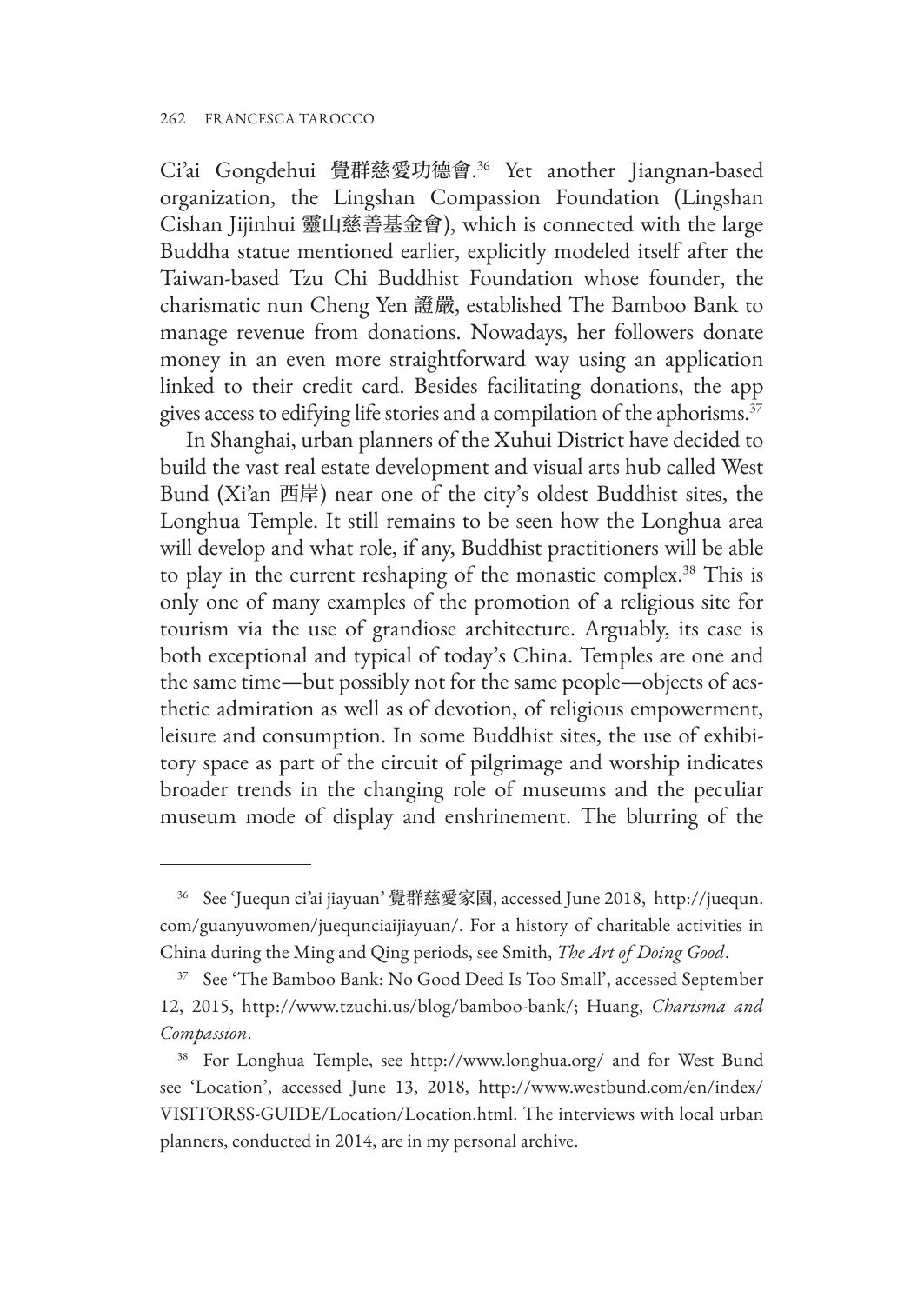Ci'ai Gongdehui 覺群慈愛功德會.[36] Yet another Jiangnan-based organization, the Lingshan Compassion Foundation (Lingshan Cishan Jijinhui 靈山慈善基金會), which is connected with the large Buddha statue mentioned earlier, explicitly modeled itself after the Taiwan-based Tzu Chi Buddhist Foundation whose founder, the charismatic nun Cheng Yen 證嚴, established The Bamboo Bank to manage revenue from donations. Nowadays, her followers donate money in an even more straightforward way using an application linked to their credit card. Besides facilitating donations, the app gives access to edifying life stories and a compilation of the aphorisms.[37]

In Shanghai, urban planners of the Xuhui District have decided to build the vast real estate development and visual arts hub called West Bund (Xi'an 西岸) near one of the city's oldest Buddhist sites, the Longhua Temple. It still remains to be seen how the Longhua area will develop and what role, if any, Buddhist practitioners will be able to play in the current reshaping of the monastic complex.[38] This is only one of many examples of the promotion of a religious site for tourism via the use of grandiose architecture. Arguably, its case is both exceptional and typical of today's China. Temples are one and the same time—but possibly not for the same people—objects of aesthetic admiration as well as of devotion, of religious empowerment, leisure and consumption. In some Buddhist sites, the use of exhibitory space as part of the circuit of pilgrimage and worship indicates broader trends in the changing role of museums and the peculiar museum mode of display and enshrinement. The blurring of the

---

[36] See 'Juequn ci'ai jiayuan' 覺群慈愛家園, accessed June 2018, http://juequn.com/guanyuwomen/juequnciaijiayuan/. For a history of charitable activities in China during the Ming and Qing periods, see Smith, *The Art of Doing Good*.

[37] See 'The Bamboo Bank: No Good Deed Is Too Small', accessed September 12, 2015, http://www.tzuchi.us/blog/bamboo-bank/; Huang, *Charisma and Compassion*.

[38] For Longhua Temple, see http://www.longhua.org/ and for West Bund see 'Location', accessed June 13, 2018, http://www.westbund.com/en/index/VISITORSS-GUIDE/Location/Location.html. The interviews with local urban planners, conducted in 2014, are in my personal archive.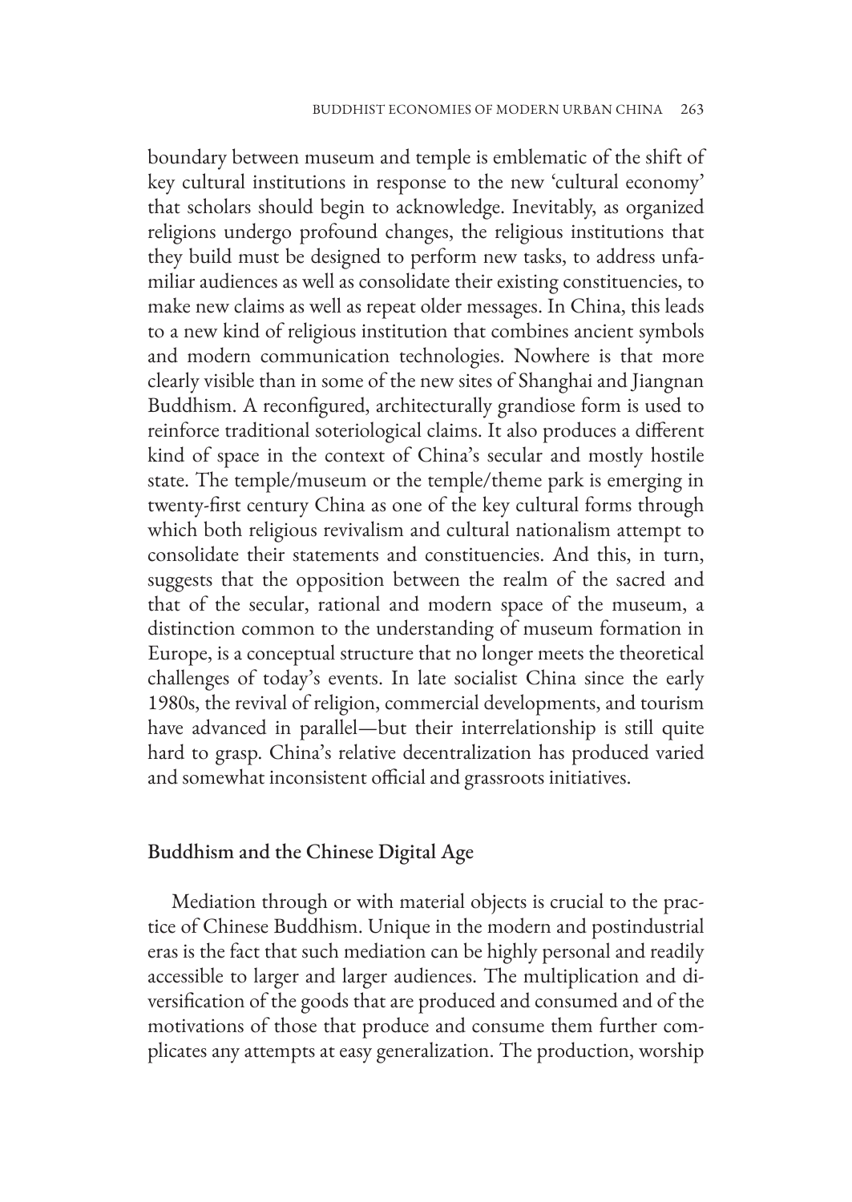boundary between museum and temple is emblematic of the shift of key cultural institutions in response to the new 'cultural economy' that scholars should begin to acknowledge. Inevitably, as organized religions undergo profound changes, the religious institutions that they build must be designed to perform new tasks, to address unfamiliar audiences as well as consolidate their existing constituencies, to make new claims as well as repeat older messages. In China, this leads to a new kind of religious institution that combines ancient symbols and modern communication technologies. Nowhere is that more clearly visible than in some of the new sites of Shanghai and Jiangnan Buddhism. A reconfigured, architecturally grandiose form is used to reinforce traditional soteriological claims. It also produces a different kind of space in the context of China's secular and mostly hostile state. The temple/museum or the temple/theme park is emerging in twenty-first century China as one of the key cultural forms through which both religious revivalism and cultural nationalism attempt to consolidate their statements and constituencies. And this, in turn, suggests that the opposition between the realm of the sacred and that of the secular, rational and modern space of the museum, a distinction common to the understanding of museum formation in Europe, is a conceptual structure that no longer meets the theoretical challenges of today's events. In late socialist China since the early 1980s, the revival of religion, commercial developments, and tourism have advanced in parallel—but their interrelationship is still quite hard to grasp. China's relative decentralization has produced varied and somewhat inconsistent official and grassroots initiatives.

## Buddhism and the Chinese Digital Age

Mediation through or with material objects is crucial to the practice of Chinese Buddhism. Unique in the modern and postindustrial eras is the fact that such mediation can be highly personal and readily accessible to larger and larger audiences. The multiplication and diversification of the goods that are produced and consumed and of the motivations of those that produce and consume them further complicates any attempts at easy generalization. The production, worship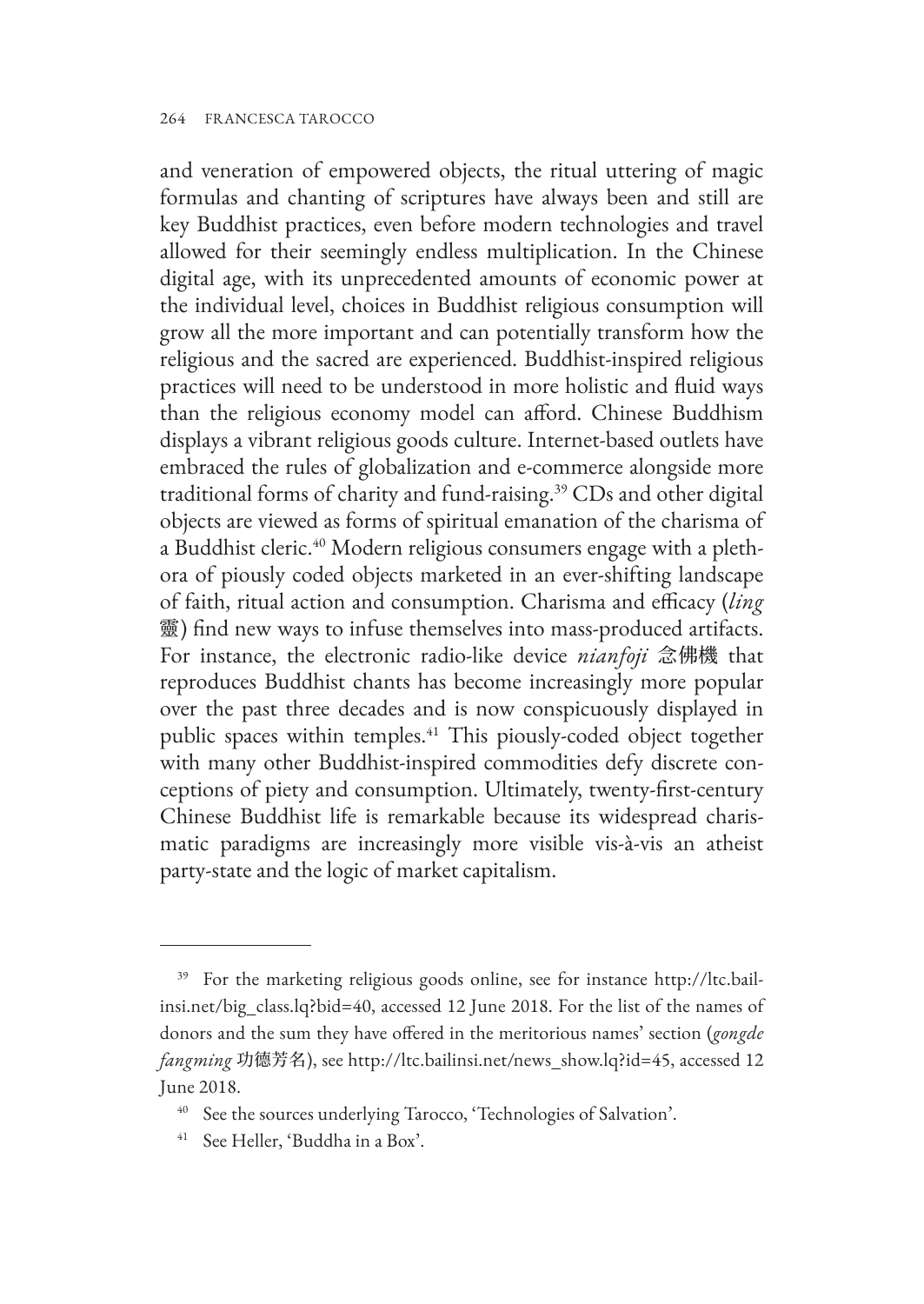and veneration of empowered objects, the ritual uttering of magic formulas and chanting of scriptures have always been and still are key Buddhist practices, even before modern technologies and travel allowed for their seemingly endless multiplication. In the Chinese digital age, with its unprecedented amounts of economic power at the individual level, choices in Buddhist religious consumption will grow all the more important and can potentially transform how the religious and the sacred are experienced. Buddhist-inspired religious practices will need to be understood in more holistic and fluid ways than the religious economy model can afford. Chinese Buddhism displays a vibrant religious goods culture. Internet-based outlets have embraced the rules of globalization and e-commerce alongside more traditional forms of charity and fund-raising.[39] CDs and other digital objects are viewed as forms of spiritual emanation of the charisma of a Buddhist cleric.[40] Modern religious consumers engage with a plethora of piously coded objects marketed in an ever-shifting landscape of faith, ritual action and consumption. Charisma and efficacy (*ling* 靈) find new ways to infuse themselves into mass-produced artifacts. For instance, the electronic radio-like device *nianfoji* 念佛機 that reproduces Buddhist chants has become increasingly more popular over the past three decades and is now conspicuously displayed in public spaces within temples.[41] This piously-coded object together with many other Buddhist-inspired commodities defy discrete conceptions of piety and consumption. Ultimately, twenty-first-century Chinese Buddhist life is remarkable because its widespread charismatic paradigms are increasingly more visible vis-à-vis an atheist party-state and the logic of market capitalism.

---

[39] For the marketing religious goods online, see for instance http://ltc.bailinsi.net/big_class.lq?bid=40, accessed 12 June 2018. For the list of the names of donors and the sum they have offered in the meritorious names' section (*gongde fangming* 功德芳名), see http://ltc.bailinsi.net/news_show.lq?id=45, accessed 12 June 2018.

[40] See the sources underlying Tarocco, 'Technologies of Salvation'.

[41] See Heller, 'Buddha in a Box'.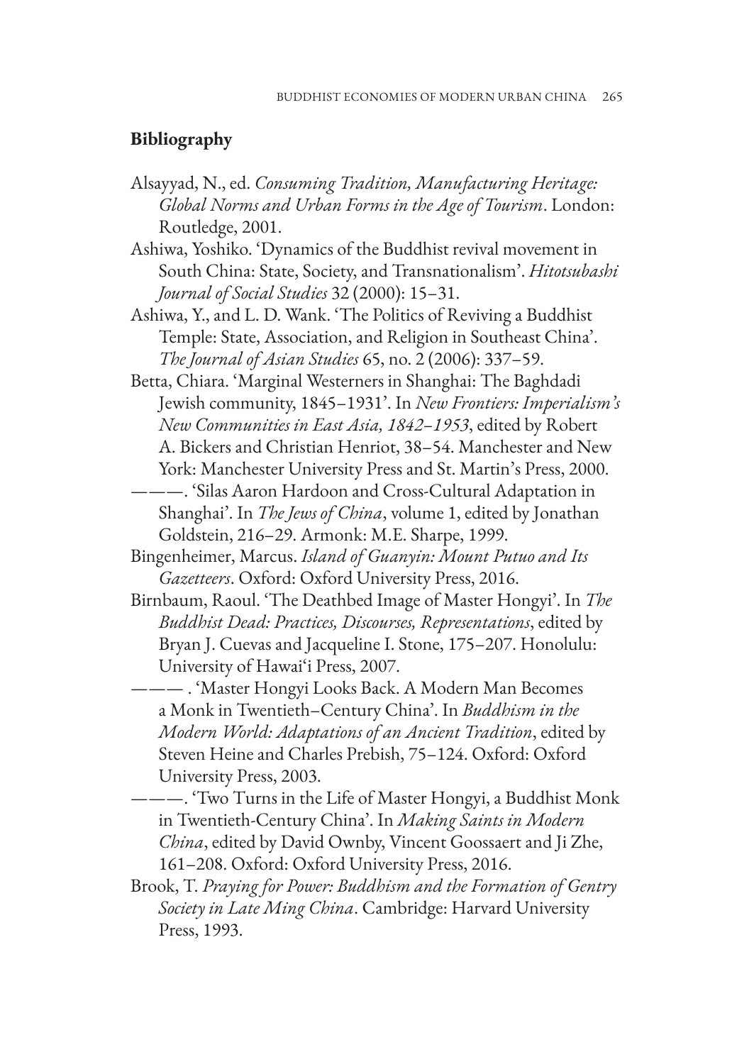## Bibliography

Alsayyad, N., ed. *Consuming Tradition, Manufacturing Heritage: Global Norms and Urban Forms in the Age of Tourism*. London: Routledge, 2001.

Ashiwa, Yoshiko. 'Dynamics of the Buddhist revival movement in South China: State, Society, and Transnationalism'. *Hitotsubashi Journal of Social Studies* 32 (2000): 15–31.

Ashiwa, Y., and L. D. Wank. 'The Politics of Reviving a Buddhist Temple: State, Association, and Religion in Southeast China'. *The Journal of Asian Studies* 65, no. 2 (2006): 337–59.

Betta, Chiara. 'Marginal Westerners in Shanghai: The Baghdadi Jewish community, 1845–1931'. In *New Frontiers: Imperialism's New Communities in East Asia, 1842–1953*, edited by Robert A. Bickers and Christian Henriot, 38–54. Manchester and New York: Manchester University Press and St. Martin's Press, 2000.

———. 'Silas Aaron Hardoon and Cross-Cultural Adaptation in Shanghai'. In *The Jews of China*, volume 1, edited by Jonathan Goldstein, 216–29. Armonk: M.E. Sharpe, 1999.

Bingenheimer, Marcus. *Island of Guanyin: Mount Putuo and Its Gazetteers*. Oxford: Oxford University Press, 2016.

Birnbaum, Raoul. 'The Deathbed Image of Master Hongyi'. In *The Buddhist Dead: Practices, Discourses, Representations*, edited by Bryan J. Cuevas and Jacqueline I. Stone, 175–207. Honolulu: University of Hawai'i Press, 2007.

——— . 'Master Hongyi Looks Back. A Modern Man Becomes a Monk in Twentieth–Century China'. In *Buddhism in the Modern World: Adaptations of an Ancient Tradition*, edited by Steven Heine and Charles Prebish, 75–124. Oxford: Oxford University Press, 2003.

———. 'Two Turns in the Life of Master Hongyi, a Buddhist Monk in Twentieth-Century China'. In *Making Saints in Modern China*, edited by David Ownby, Vincent Goossaert and Ji Zhe, 161–208. Oxford: Oxford University Press, 2016.

Brook, T. *Praying for Power: Buddhism and the Formation of Gentry Society in Late Ming China*. Cambridge: Harvard University Press, 1993.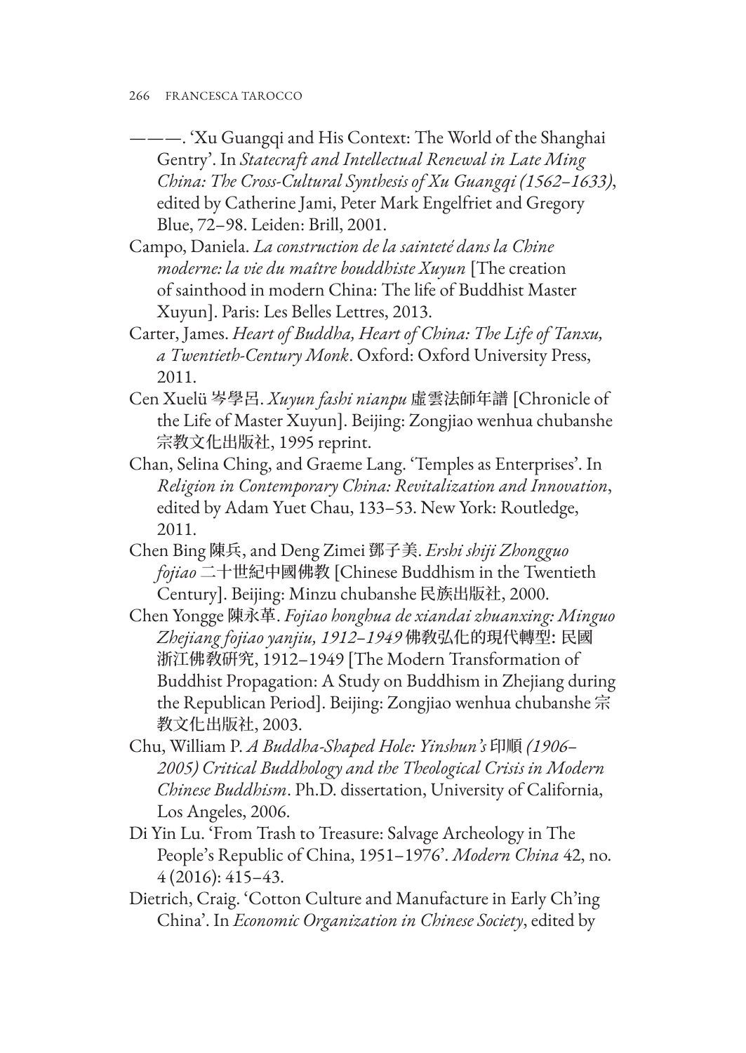———. 'Xu Guangqi and His Context: The World of the Shanghai Gentry'. In *Statecraft and Intellectual Renewal in Late Ming China: The Cross-Cultural Synthesis of Xu Guangqi (1562–1633)*, edited by Catherine Jami, Peter Mark Engelfriet and Gregory Blue, 72–98. Leiden: Brill, 2001.

Campo, Daniela. *La construction de la sainteté dans la Chine moderne: la vie du maître bouddhiste Xuyun* [The creation of sainthood in modern China: The life of Buddhist Master Xuyun]. Paris: Les Belles Lettres, 2013.

Carter, James. *Heart of Buddha, Heart of China: The Life of Tanxu, a Twentieth-Century Monk*. Oxford: Oxford University Press, 2011.

Cen Xuelü 岑學呂. *Xuyun fashi nianpu* 虛雲法師年譜 [Chronicle of the Life of Master Xuyun]. Beijing: Zongjiao wenhua chubanshe 宗教文化出版社, 1995 reprint.

Chan, Selina Ching, and Graeme Lang. 'Temples as Enterprises'. In *Religion in Contemporary China: Revitalization and Innovation*, edited by Adam Yuet Chau, 133–53. New York: Routledge, 2011.

Chen Bing 陳兵, and Deng Zimei 鄧子美. *Ershi shiji Zhongguo fojiao* 二十世紀中國佛教 [Chinese Buddhism in the Twentieth Century]. Beijing: Minzu chubanshe 民族出版社, 2000.

Chen Yongge 陳永革. *Fojiao honghua de xiandai zhuanxing: Minguo Zhejiang fojiao yanjiu, 1912–1949* 佛教弘化的現代轉型: 民國浙江佛教研究, 1912–1949 [The Modern Transformation of Buddhist Propagation: A Study on Buddhism in Zhejiang during the Republican Period]. Beijing: Zongjiao wenhua chubanshe 宗教文化出版社, 2003.

Chu, William P. *A Buddha-Shaped Hole: Yinshun's* 印順 *(1906–2005) Critical Buddhology and the Theological Crisis in Modern Chinese Buddhism*. Ph.D. dissertation, University of California, Los Angeles, 2006.

Di Yin Lu. 'From Trash to Treasure: Salvage Archeology in The People's Republic of China, 1951–1976'. *Modern China* 42, no. 4 (2016): 415–43.

Dietrich, Craig. 'Cotton Culture and Manufacture in Early Ch'ing China'. In *Economic Organization in Chinese Society*, edited by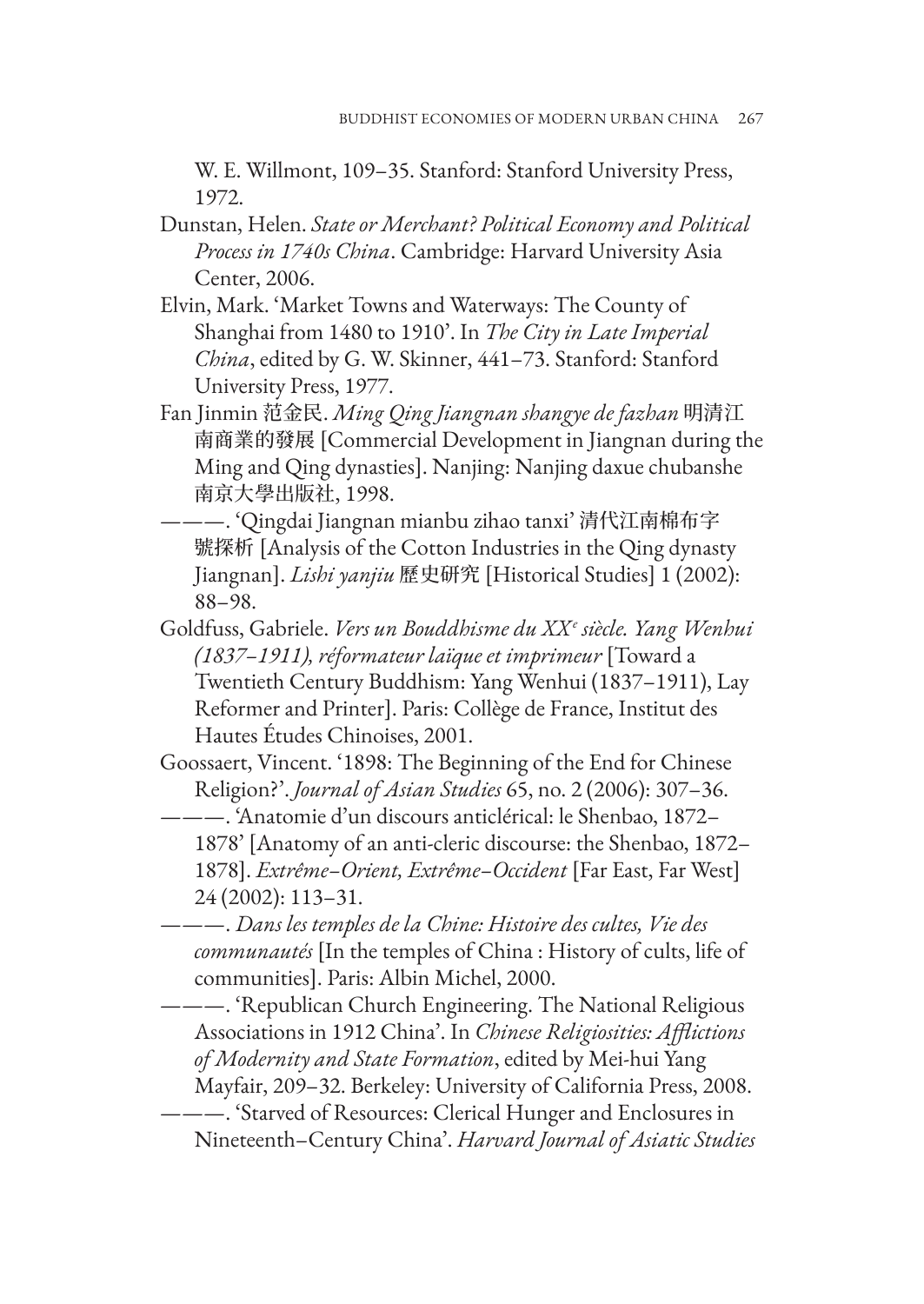W. E. Willmont, 109–35. Stanford: Stanford University Press, 1972.

Dunstan, Helen. *State or Merchant? Political Economy and Political Process in 1740s China*. Cambridge: Harvard University Asia Center, 2006.

Elvin, Mark. 'Market Towns and Waterways: The County of Shanghai from 1480 to 1910'. In *The City in Late Imperial China*, edited by G. W. Skinner, 441–73. Stanford: Stanford University Press, 1977.

Fan Jinmin 范金民. *Ming Qing Jiangnan shangye de fazhan* 明清江南商業的發展 [Commercial Development in Jiangnan during the Ming and Qing dynasties]. Nanjing: Nanjing daxue chubanshe 南京大學出版社, 1998.

———. 'Qingdai Jiangnan mianbu zihao tanxi' 清代江南棉布字號探析 [Analysis of the Cotton Industries in the Qing dynasty Jiangnan]. *Lishi yanjiu* 歷史研究 [Historical Studies] 1 (2002): 88–98.

Goldfuss, Gabriele. *Vers un Bouddhisme du XXe siècle. Yang Wenhui (1837–1911), réformateur laïque et imprimeur* [Toward a Twentieth Century Buddhism: Yang Wenhui (1837–1911), Lay Reformer and Printer]. Paris: Collège de France, Institut des Hautes Études Chinoises, 2001.

Goossaert, Vincent. '1898: The Beginning of the End for Chinese Religion?'. *Journal of Asian Studies* 65, no. 2 (2006): 307–36.

———. 'Anatomie d'un discours anticlérical: le Shenbao, 1872–1878' [Anatomy of an anti-cleric discourse: the Shenbao, 1872–1878]. *Extrême–Orient, Extrême–Occident* [Far East, Far West] 24 (2002): 113–31.

———. *Dans les temples de la Chine: Histoire des cultes, Vie des communautés* [In the temples of China : History of cults, life of communities]. Paris: Albin Michel, 2000.

———. 'Republican Church Engineering. The National Religious Associations in 1912 China'. In *Chinese Religiosities: Afflictions of Modernity and State Formation*, edited by Mei-hui Yang Mayfair, 209–32. Berkeley: University of California Press, 2008.

———. 'Starved of Resources: Clerical Hunger and Enclosures in Nineteenth–Century China'. *Harvard Journal of Asiatic Studies*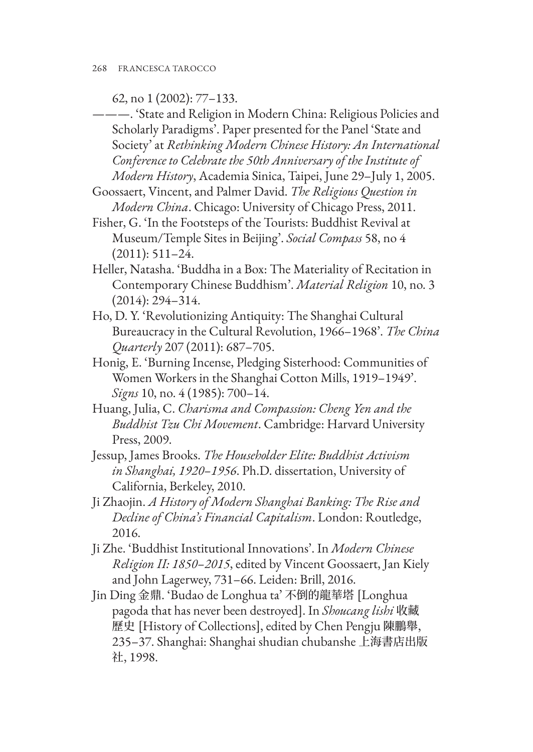62, no 1 (2002): 77–133.

———. 'State and Religion in Modern China: Religious Policies and Scholarly Paradigms'. Paper presented for the Panel 'State and Society' at *Rethinking Modern Chinese History: An International Conference to Celebrate the 50th Anniversary of the Institute of Modern History*, Academia Sinica, Taipei, June 29–July 1, 2005.

Goossaert, Vincent, and Palmer David. *The Religious Question in Modern China*. Chicago: University of Chicago Press, 2011.

Fisher, G. 'In the Footsteps of the Tourists: Buddhist Revival at Museum/Temple Sites in Beijing'. *Social Compass* 58, no 4 (2011): 511–24.

Heller, Natasha. 'Buddha in a Box: The Materiality of Recitation in Contemporary Chinese Buddhism'. *Material Religion* 10, no. 3 (2014): 294–314.

Ho, D. Y. 'Revolutionizing Antiquity: The Shanghai Cultural Bureaucracy in the Cultural Revolution, 1966–1968'. *The China Quarterly* 207 (2011): 687–705.

Honig, E. 'Burning Incense, Pledging Sisterhood: Communities of Women Workers in the Shanghai Cotton Mills, 1919–1949'. *Signs* 10, no. 4 (1985): 700–14.

Huang, Julia, C. *Charisma and Compassion: Cheng Yen and the Buddhist Tzu Chi Movement*. Cambridge: Harvard University Press, 2009.

Jessup, James Brooks. *The Householder Elite: Buddhist Activism in Shanghai, 1920–1956*. Ph.D. dissertation, University of California, Berkeley, 2010.

Ji Zhaojin. *A History of Modern Shanghai Banking: The Rise and Decline of China's Financial Capitalism*. London: Routledge, 2016.

Ji Zhe. 'Buddhist Institutional Innovations'. In *Modern Chinese Religion II: 1850–2015*, edited by Vincent Goossaert, Jan Kiely and John Lagerwey, 731–66. Leiden: Brill, 2016.

Jin Ding 金鼎. 'Budao de Longhua ta' 不倒的龍華塔 [Longhua pagoda that has never been destroyed]. In *Shoucang lishi* 收藏歷史 [History of Collections], edited by Chen Pengju 陳鵬舉, 235–37. Shanghai: Shanghai shudian chubanshe 上海書店出版社, 1998.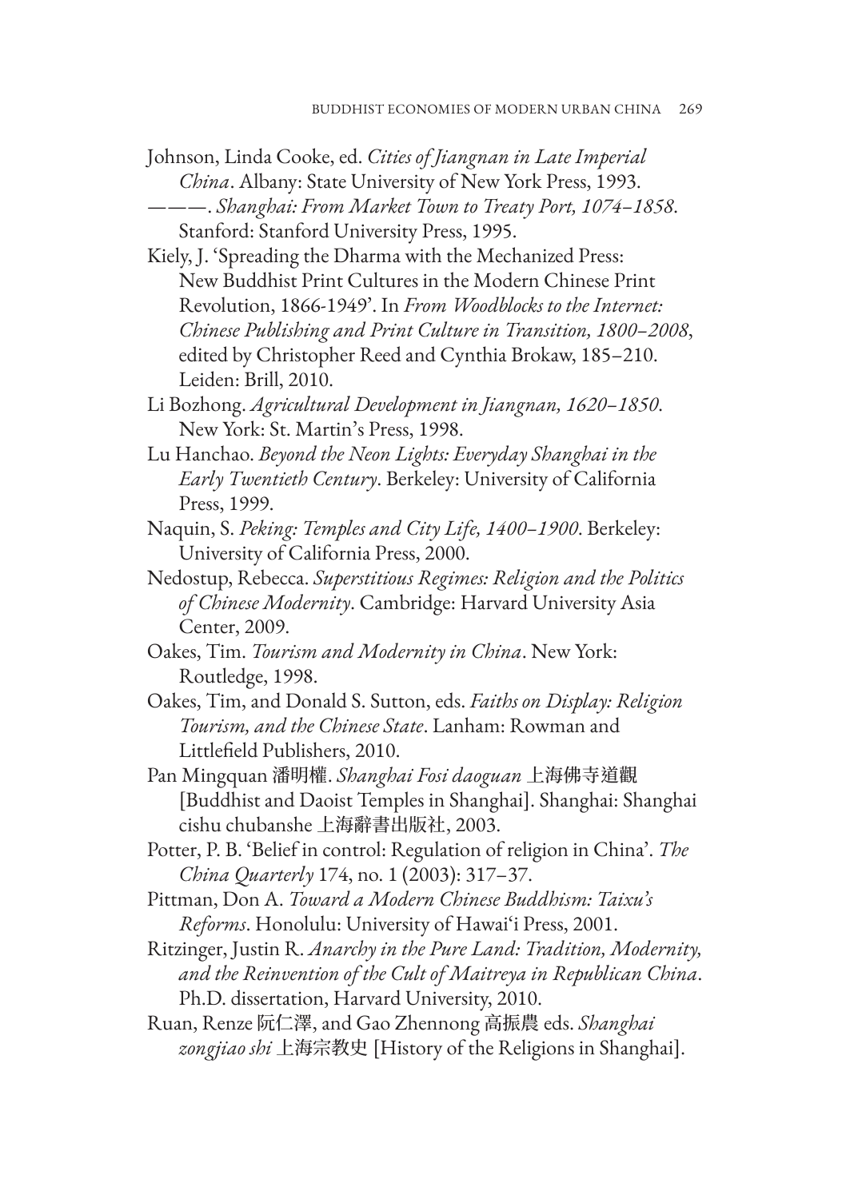Johnson, Linda Cooke, ed. *Cities of Jiangnan in Late Imperial China*. Albany: State University of New York Press, 1993.

———. *Shanghai: From Market Town to Treaty Port, 1074–1858*. Stanford: Stanford University Press, 1995.

Kiely, J. 'Spreading the Dharma with the Mechanized Press: New Buddhist Print Cultures in the Modern Chinese Print Revolution, 1866-1949'. In *From Woodblocks to the Internet: Chinese Publishing and Print Culture in Transition, 1800–2008*, edited by Christopher Reed and Cynthia Brokaw, 185–210. Leiden: Brill, 2010.

Li Bozhong. *Agricultural Development in Jiangnan, 1620–1850*. New York: St. Martin's Press, 1998.

Lu Hanchao. *Beyond the Neon Lights: Everyday Shanghai in the Early Twentieth Century*. Berkeley: University of California Press, 1999.

Naquin, S. *Peking: Temples and City Life, 1400–1900*. Berkeley: University of California Press, 2000.

Nedostup, Rebecca. *Superstitious Regimes: Religion and the Politics of Chinese Modernity*. Cambridge: Harvard University Asia Center, 2009.

Oakes, Tim. *Tourism and Modernity in China*. New York: Routledge, 1998.

Oakes, Tim, and Donald S. Sutton, eds. *Faiths on Display: Religion Tourism, and the Chinese State*. Lanham: Rowman and Littlefield Publishers, 2010.

Pan Mingquan 潘明權. *Shanghai Fosi daoguan* 上海佛寺道觀 [Buddhist and Daoist Temples in Shanghai]. Shanghai: Shanghai cishu chubanshe 上海辭書出版社, 2003.

Potter, P. B. 'Belief in control: Regulation of religion in China'. *The China Quarterly* 174, no. 1 (2003): 317–37.

Pittman, Don A. *Toward a Modern Chinese Buddhism: Taixu's Reforms*. Honolulu: University of Hawai'i Press, 2001.

Ritzinger, Justin R. *Anarchy in the Pure Land: Tradition, Modernity, and the Reinvention of the Cult of Maitreya in Republican China*. Ph.D. dissertation, Harvard University, 2010.

Ruan, Renze 阮仁澤, and Gao Zhennong 高振農 eds. *Shanghai zongjiao shi* 上海宗教史 [History of the Religions in Shanghai].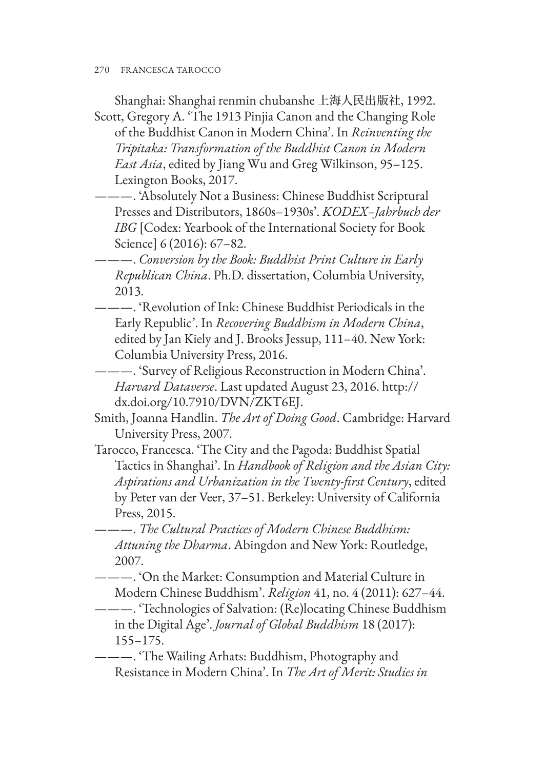Shanghai: Shanghai renmin chubanshe 上海人民出版社, 1992.

Scott, Gregory A. 'The 1913 Pinjia Canon and the Changing Role of the Buddhist Canon in Modern China'. In *Reinventing the Tripitaka: Transformation of the Buddhist Canon in Modern East Asia*, edited by Jiang Wu and Greg Wilkinson, 95–125. Lexington Books, 2017.

———. 'Absolutely Not a Business: Chinese Buddhist Scriptural Presses and Distributors, 1860s–1930s'. *KODEX–Jahrbuch der IBG* [Codex: Yearbook of the International Society for Book Science] 6 (2016): 67–82.

———. *Conversion by the Book: Buddhist Print Culture in Early Republican China*. Ph.D. dissertation, Columbia University, 2013.

———. 'Revolution of Ink: Chinese Buddhist Periodicals in the Early Republic'. In *Recovering Buddhism in Modern China*, edited by Jan Kiely and J. Brooks Jessup, 111–40. New York: Columbia University Press, 2016.

———. 'Survey of Religious Reconstruction in Modern China'. *Harvard Dataverse*. Last updated August 23, 2016. http://dx.doi.org/10.7910/DVN/ZKT6EJ.

Smith, Joanna Handlin. *The Art of Doing Good*. Cambridge: Harvard University Press, 2007.

Tarocco, Francesca. 'The City and the Pagoda: Buddhist Spatial Tactics in Shanghai'. In *Handbook of Religion and the Asian City: Aspirations and Urbanization in the Twenty-first Century*, edited by Peter van der Veer, 37–51. Berkeley: University of California Press, 2015.

———. *The Cultural Practices of Modern Chinese Buddhism: Attuning the Dharma*. Abingdon and New York: Routledge, 2007.

———. 'On the Market: Consumption and Material Culture in Modern Chinese Buddhism'. *Religion* 41, no. 4 (2011): 627–44.

———. 'Technologies of Salvation: (Re)locating Chinese Buddhism in the Digital Age'. *Journal of Global Buddhism* 18 (2017): 155–175.

———. 'The Wailing Arhats: Buddhism, Photography and Resistance in Modern China'. In *The Art of Merit: Studies in*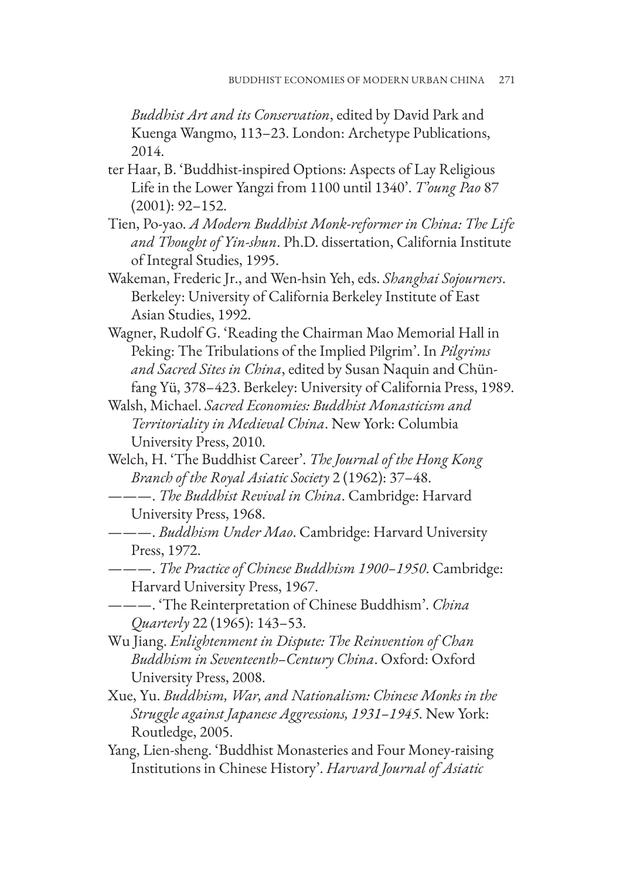*Buddhist Art and its Conservation*, edited by David Park and Kuenga Wangmo, 113–23. London: Archetype Publications, 2014.

ter Haar, B. 'Buddhist-inspired Options: Aspects of Lay Religious Life in the Lower Yangzi from 1100 until 1340'. *T'oung Pao* 87 (2001): 92–152.

Tien, Po-yao. *A Modern Buddhist Monk-reformer in China: The Life and Thought of Yin-shun*. Ph.D. dissertation, California Institute of Integral Studies, 1995.

Wakeman, Frederic Jr., and Wen-hsin Yeh, eds. *Shanghai Sojourners*. Berkeley: University of California Berkeley Institute of East Asian Studies, 1992.

Wagner, Rudolf G. 'Reading the Chairman Mao Memorial Hall in Peking: The Tribulations of the Implied Pilgrim'. In *Pilgrims and Sacred Sites in China*, edited by Susan Naquin and Chün-fang Yü, 378–423. Berkeley: University of California Press, 1989.

Walsh, Michael. *Sacred Economies: Buddhist Monasticism and Territoriality in Medieval China*. New York: Columbia University Press, 2010.

Welch, H. 'The Buddhist Career'. *The Journal of the Hong Kong Branch of the Royal Asiatic Society* 2 (1962): 37–48.

———. *The Buddhist Revival in China*. Cambridge: Harvard University Press, 1968.

———. *Buddhism Under Mao*. Cambridge: Harvard University Press, 1972.

———. *The Practice of Chinese Buddhism 1900–1950*. Cambridge: Harvard University Press, 1967.

———. 'The Reinterpretation of Chinese Buddhism'. *China Quarterly* 22 (1965): 143–53.

Wu Jiang. *Enlightenment in Dispute: The Reinvention of Chan Buddhism in Seventeenth-Century China*. Oxford: Oxford University Press, 2008.

Xue, Yu. *Buddhism, War, and Nationalism: Chinese Monks in the Struggle against Japanese Aggressions, 1931–1945*. New York: Routledge, 2005.

Yang, Lien-sheng. 'Buddhist Monasteries and Four Money-raising Institutions in Chinese History'. *Harvard Journal of Asiatic*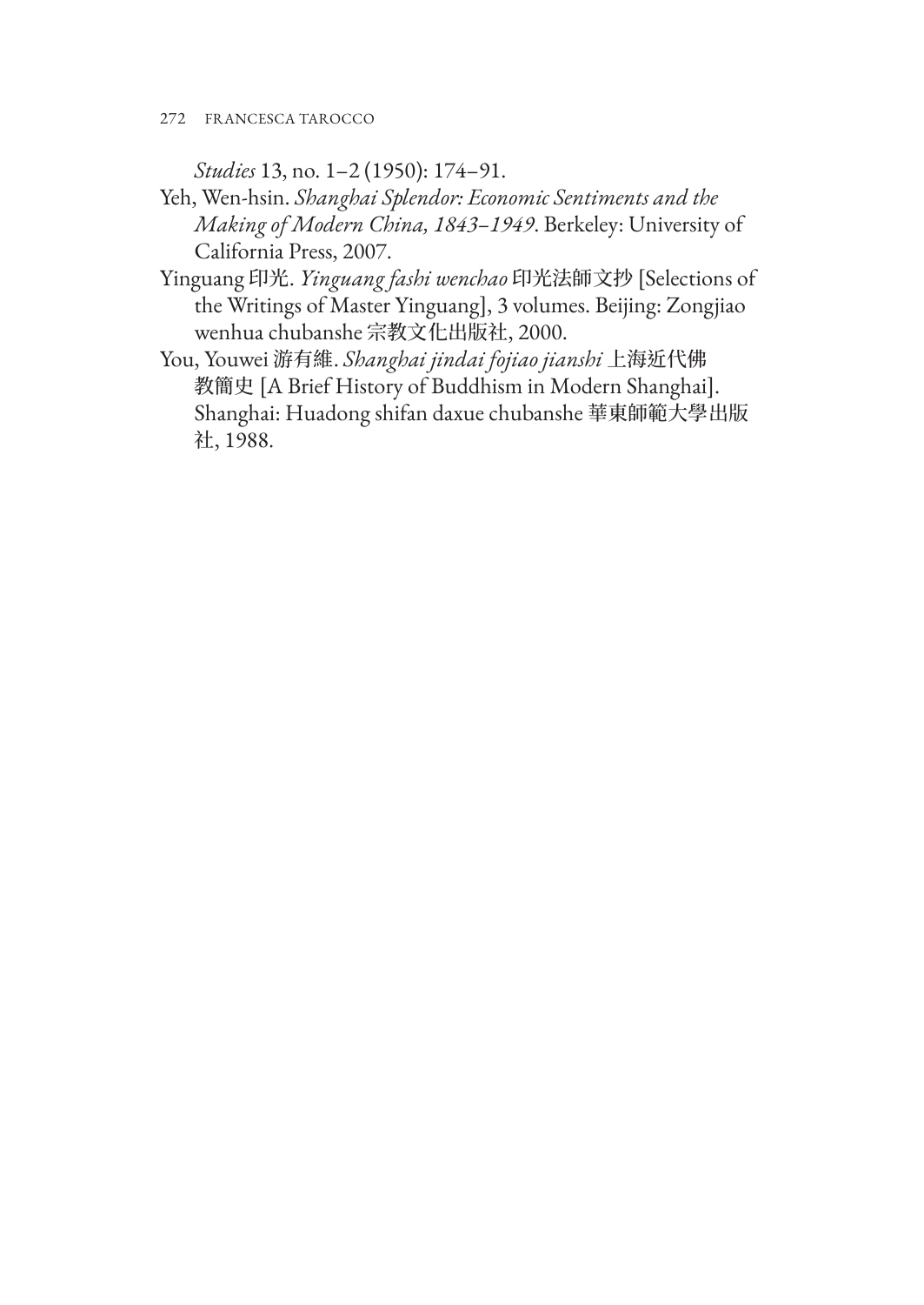*Studies* 13, no. 1–2 (1950): 174–91.

Yeh, Wen-hsin. *Shanghai Splendor: Economic Sentiments and the Making of Modern China, 1843–1949*. Berkeley: University of California Press, 2007.

Yinguang 印光. *Yinguang fashi wenchao* 印光法師文抄 [Selections of the Writings of Master Yinguang], 3 volumes. Beijing: Zongjiao wenhua chubanshe 宗教文化出版社, 2000.

You, Youwei 游有維. *Shanghai jindai fojiao jianshi* 上海近代佛教簡史 [A Brief History of Buddhism in Modern Shanghai]. Shanghai: Huadong shifan daxue chubanshe 華東師範大學出版社, 1988.